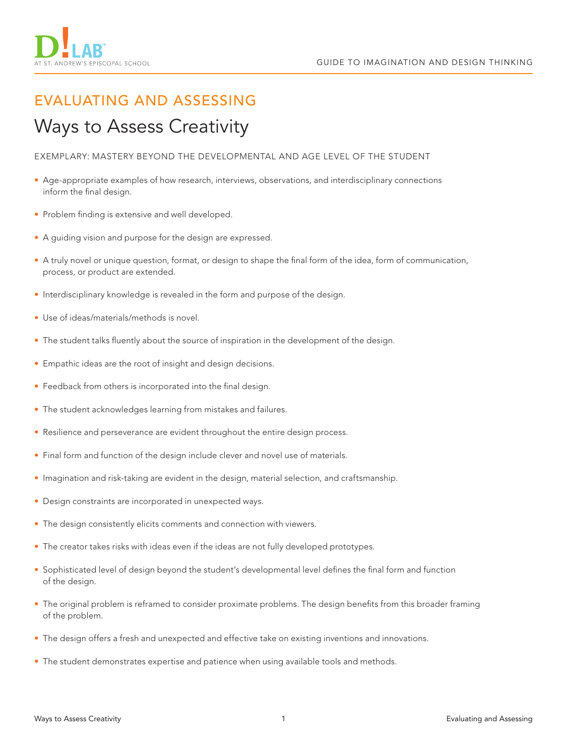## EVALUATING AND ASSESSING

# Ways to Assess Creativity

EXEMPLARY: MASTERY BEYOND THE DEVELOPMENTAL AND AGE LEVEL OF THE STUDENT

- Age-appropriate examples of how research, interviews, observations, and interdisciplinary connections inform the final design.
- Problem finding is extensive and well developed.
- A guiding vision and purpose for the design are expressed.
- A truly novel or unique question, format, or design to shape the final form of the idea, form of communication, process, or product are extended.
- Interdisciplinary knowledge is revealed in the form and purpose of the design.
- Use of ideas/materials/methods is novel.
- The student talks fluently about the source of inspiration in the development of the design.
- Empathic ideas are the root of insight and design decisions.
- Feedback from others is incorporated into the final design.
- The student acknowledges learning from mistakes and failures.
- Resilience and perseverance are evident throughout the entire design process.
- Final form and function of the design include clever and novel use of materials.
- Imagination and risk-taking are evident in the design, material selection, and craftsmanship.
- Design constraints are incorporated in unexpected ways.
- The design consistently elicits comments and connection with viewers.
- The creator takes risks with ideas even if the ideas are not fully developed prototypes.
- Sophisticated level of design beyond the student's developmental level defines the final form and function of the design.
- The original problem is reframed to consider proximate problems. The design benefits from this broader framing of the problem.
- The design offers a fresh and unexpected and effective take on existing inventions and innovations.
- The student demonstrates expertise and patience when using available tools and methods.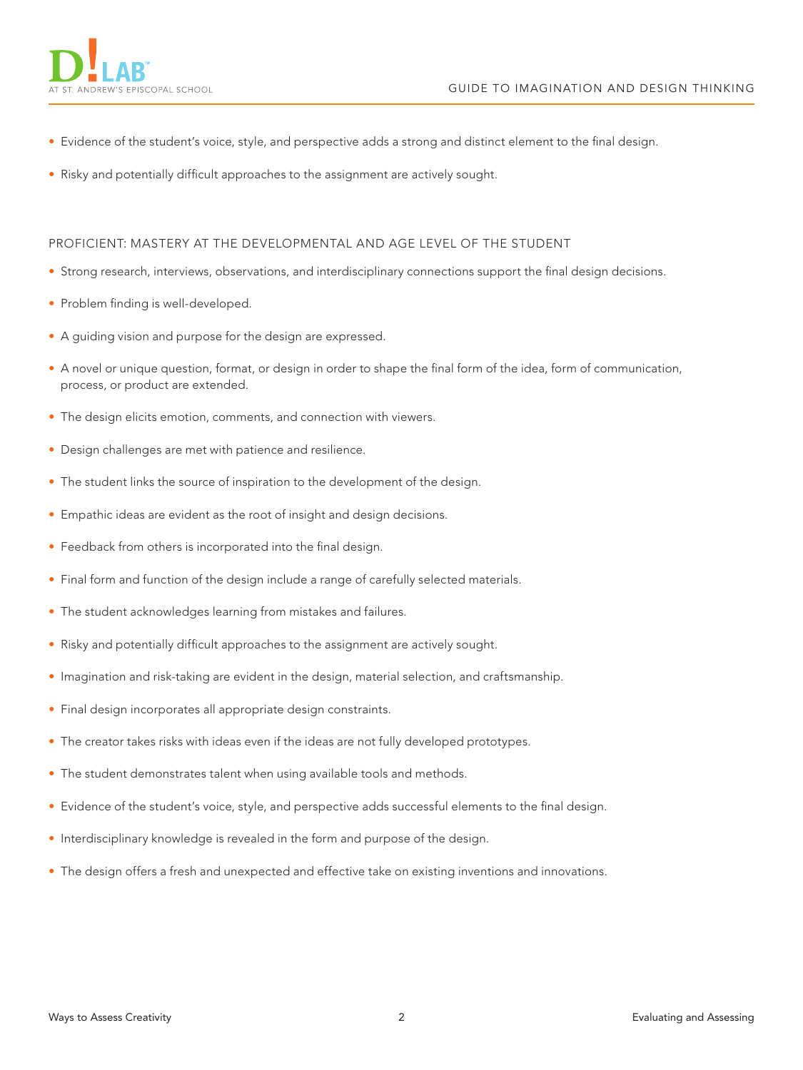- Evidence of the student's voice, style, and perspective adds a strong and distinct element to the final design.
- Risky and potentially difficult approaches to the assignment are actively sought.

## PROFICIENT: MASTERY AT THE DEVELOPMENTAL AND AGE LEVEL OF THE STUDENT

- Strong research, interviews, observations, and interdisciplinary connections support the final design decisions.
- Problem finding is well-developed.
- A guiding vision and purpose for the design are expressed.
- A novel or unique question, format, or design in order to shape the final form of the idea, form of communication, process, or product are extended.
- The design elicits emotion, comments, and connection with viewers.
- Design challenges are met with patience and resilience.
- The student links the source of inspiration to the development of the design.
- Empathic ideas are evident as the root of insight and design decisions.
- Feedback from others is incorporated into the final design.
- Final form and function of the design include a range of carefully selected materials.
- The student acknowledges learning from mistakes and failures.
- Risky and potentially difficult approaches to the assignment are actively sought.
- Imagination and risk-taking are evident in the design, material selection, and craftsmanship.
- Final design incorporates all appropriate design constraints.
- The creator takes risks with ideas even if the ideas are not fully developed prototypes.
- The student demonstrates talent when using available tools and methods.
- Evidence of the student's voice, style, and perspective adds successful elements to the final design.
- Interdisciplinary knowledge is revealed in the form and purpose of the design.
- The design offers a fresh and unexpected and effective take on existing inventions and innovations.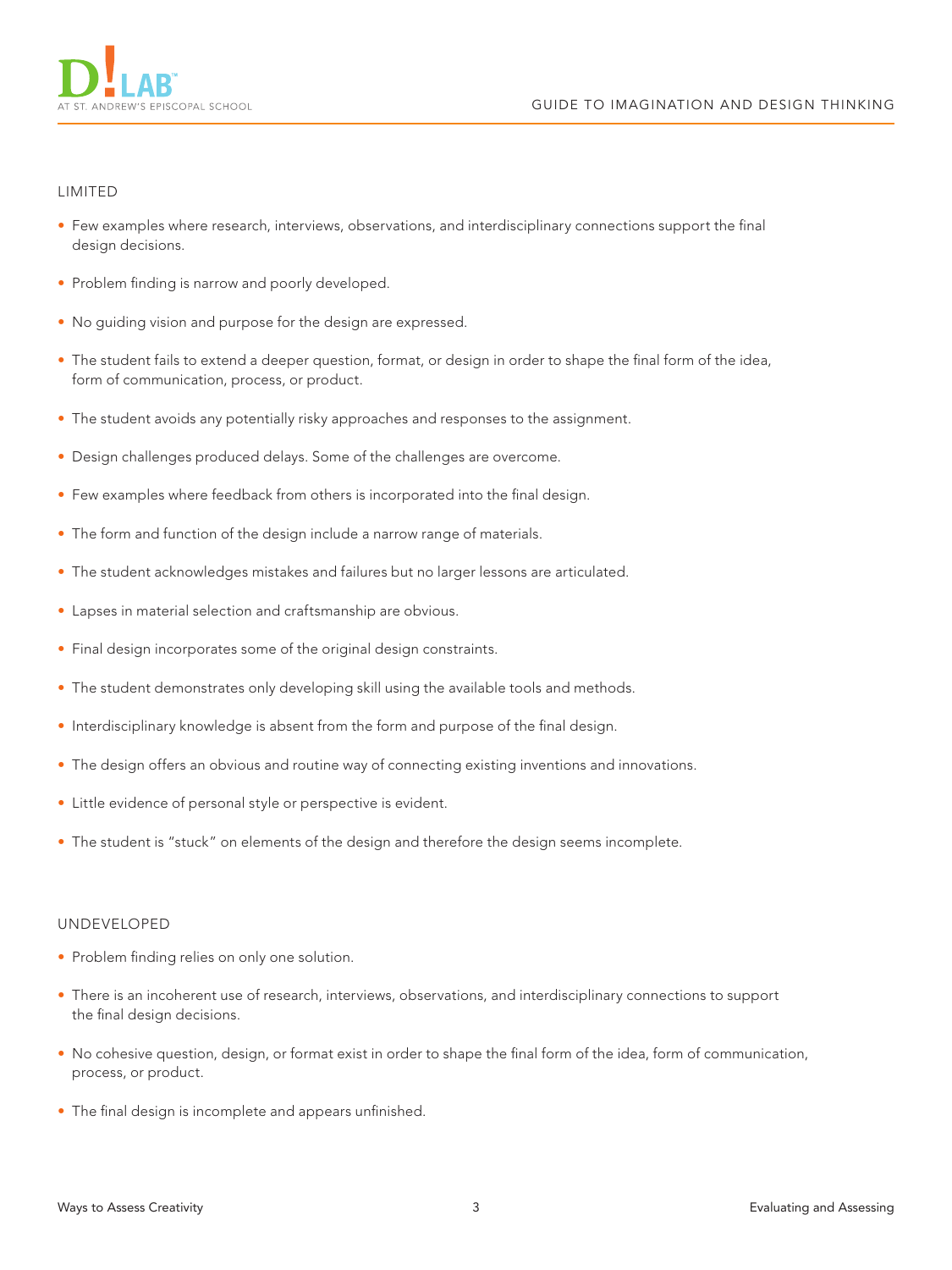## LIMITED

- Few examples where research, interviews, observations, and interdisciplinary connections support the final design decisions.
- Problem finding is narrow and poorly developed.
- No guiding vision and purpose for the design are expressed.
- The student fails to extend a deeper question, format, or design in order to shape the final form of the idea, form of communication, process, or product.
- The student avoids any potentially risky approaches and responses to the assignment.
- Design challenges produced delays. Some of the challenges are overcome.
- Few examples where feedback from others is incorporated into the final design.
- The form and function of the design include a narrow range of materials.
- The student acknowledges mistakes and failures but no larger lessons are articulated.
- Lapses in material selection and craftsmanship are obvious.
- Final design incorporates some of the original design constraints.
- The student demonstrates only developing skill using the available tools and methods.
- Interdisciplinary knowledge is absent from the form and purpose of the final design.
- The design offers an obvious and routine way of connecting existing inventions and innovations.
- Little evidence of personal style or perspective is evident.
- The student is "stuck" on elements of the design and therefore the design seems incomplete.

## UNDEVELOPED

- Problem finding relies on only one solution.
- There is an incoherent use of research, interviews, observations, and interdisciplinary connections to support the final design decisions.
- No cohesive question, design, or format exist in order to shape the final form of the idea, form of communication, process, or product.
- The final design is incomplete and appears unfinished.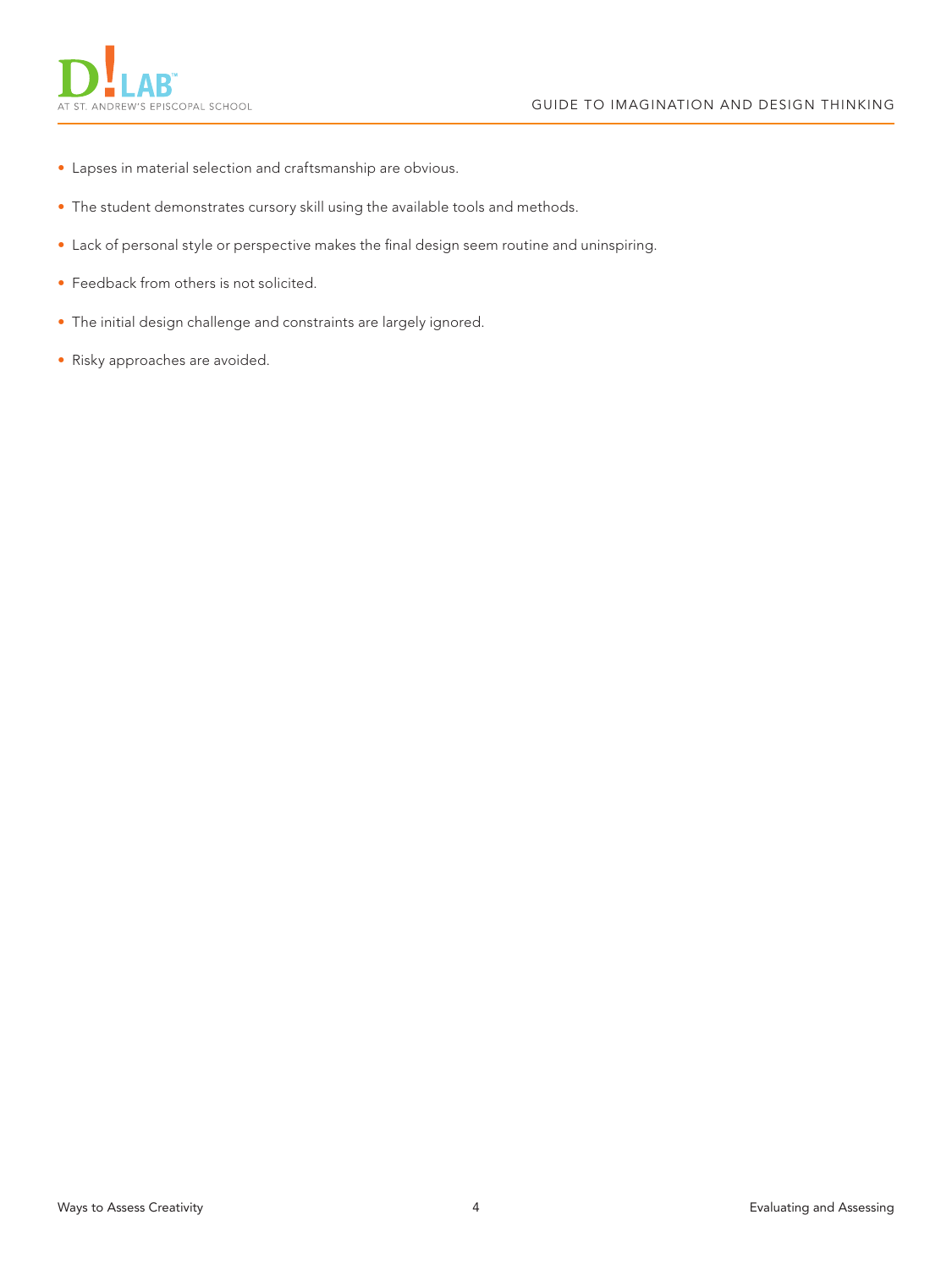- Lapses in material selection and craftsmanship are obvious.
- The student demonstrates cursory skill using the available tools and methods.
- Lack of personal style or perspective makes the final design seem routine and uninspiring.
- Feedback from others is not solicited.
- The initial design challenge and constraints are largely ignored.
- Risky approaches are avoided.